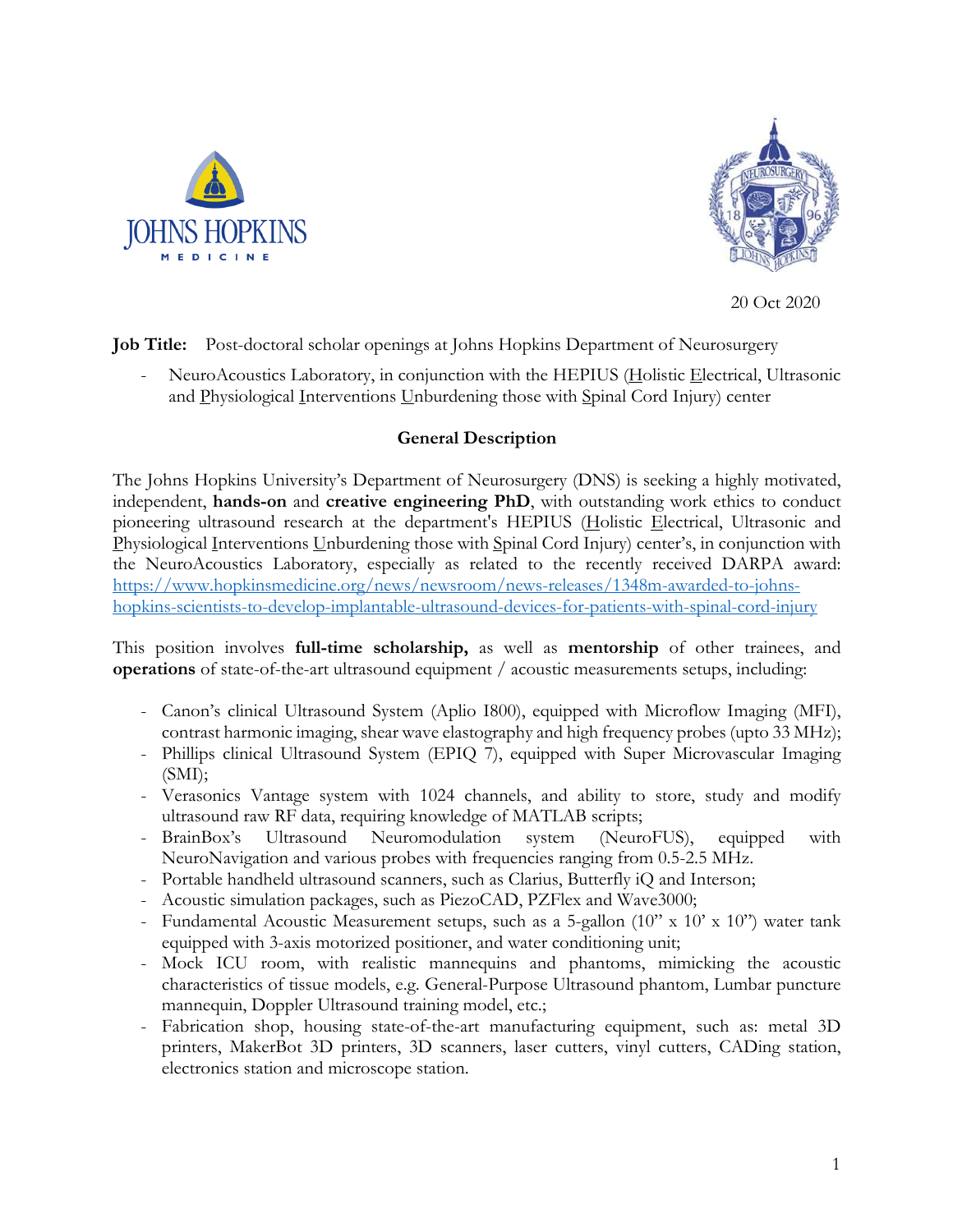20 Oct 2020

**Job Title:** Post-doctoral scholar openings at Johns Hopkins Department of Neurosurgery

- NeuroAcoustics Laboratory, in conjunction with the HEPIUS (Holistic Electrical, Ultrasonic and Physiological Interventions Unburdening those with Spinal Cord Injury) center

## General Description

The Johns Hopkins University's Department of Neurosurgery (DNS) is seeking a highly motivated, independent, **hands-on** and **creative engineering PhD**, with outstanding work ethics to conduct pioneering ultrasound research at the department's HEPIUS (Holistic Electrical, Ultrasonic and Physiological Interventions Unburdening those with Spinal Cord Injury) center's, in conjunction with the NeuroAcoustics Laboratory, especially as related to the recently received DARPA award: https://www.hopkinsmedicine.org/news/newsroom/news-releases/1348m-awarded-to-johns-hopkins-scientists-to-develop-implantable-ultrasound-devices-for-patients-with-spinal-cord-injury

This position involves **full-time scholarship,** as well as **mentorship** of other trainees, and **operations** of state-of-the-art ultrasound equipment / acoustic measurements setups, including:

- Canon's clinical Ultrasound System (Aplio I800), equipped with Microflow Imaging (MFI), contrast harmonic imaging, shear wave elastography and high frequency probes (upto 33 MHz);
- Phillips clinical Ultrasound System (EPIQ 7), equipped with Super Microvascular Imaging (SMI);
- Verasonics Vantage system with 1024 channels, and ability to store, study and modify ultrasound raw RF data, requiring knowledge of MATLAB scripts;
- BrainBox's Ultrasound Neuromodulation system (NeuroFUS), equipped with NeuroNavigation and various probes with frequencies ranging from 0.5-2.5 MHz.
- Portable handheld ultrasound scanners, such as Clarius, Butterfly iQ and Interson;
- Acoustic simulation packages, such as PiezoCAD, PZFlex and Wave3000;
- Fundamental Acoustic Measurement setups, such as a 5-gallon (10" x 10' x 10") water tank equipped with 3-axis motorized positioner, and water conditioning unit;
- Mock ICU room, with realistic mannequins and phantoms, mimicking the acoustic characteristics of tissue models, e.g. General-Purpose Ultrasound phantom, Lumbar puncture mannequin, Doppler Ultrasound training model, etc.;
- Fabrication shop, housing state-of-the-art manufacturing equipment, such as: metal 3D printers, MakerBot 3D printers, 3D scanners, laser cutters, vinyl cutters, CADing station, electronics station and microscope station.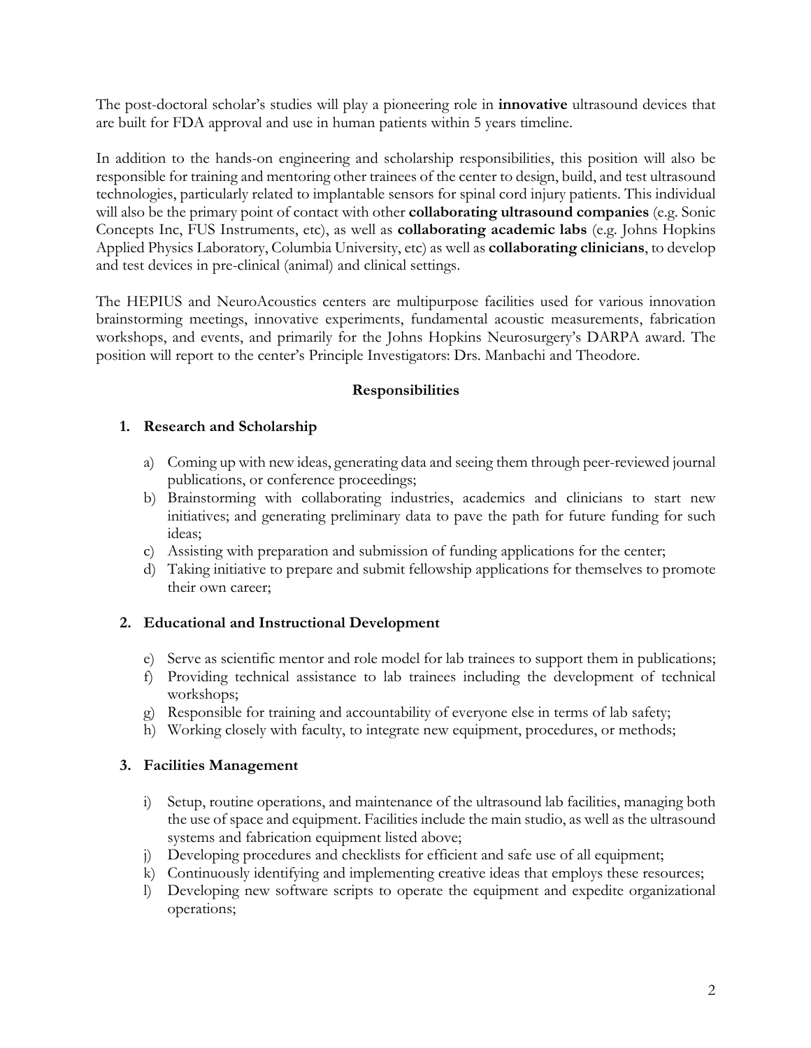The post-doctoral scholar's studies will play a pioneering role in **innovative** ultrasound devices that are built for FDA approval and use in human patients within 5 years timeline.

In addition to the hands-on engineering and scholarship responsibilities, this position will also be responsible for training and mentoring other trainees of the center to design, build, and test ultrasound technologies, particularly related to implantable sensors for spinal cord injury patients. This individual will also be the primary point of contact with other **collaborating ultrasound companies** (e.g. Sonic Concepts Inc, FUS Instruments, etc), as well as **collaborating academic labs** (e.g. Johns Hopkins Applied Physics Laboratory, Columbia University, etc) as well as **collaborating clinicians**, to develop and test devices in pre-clinical (animal) and clinical settings.

The HEPIUS and NeuroAcoustics centers are multipurpose facilities used for various innovation brainstorming meetings, innovative experiments, fundamental acoustic measurements, fabrication workshops, and events, and primarily for the Johns Hopkins Neurosurgery's DARPA award. The position will report to the center's Principle Investigators: Drs. Manbachi and Theodore.

## Responsibilities

### 1. Research and Scholarship

a) Coming up with new ideas, generating data and seeing them through peer-reviewed journal publications, or conference proceedings;
b) Brainstorming with collaborating industries, academics and clinicians to start new initiatives; and generating preliminary data to pave the path for future funding for such ideas;
c) Assisting with preparation and submission of funding applications for the center;
d) Taking initiative to prepare and submit fellowship applications for themselves to promote their own career;

### 2. Educational and Instructional Development

e) Serve as scientific mentor and role model for lab trainees to support them in publications;
f) Providing technical assistance to lab trainees including the development of technical workshops;
g) Responsible for training and accountability of everyone else in terms of lab safety;
h) Working closely with faculty, to integrate new equipment, procedures, or methods;

### 3. Facilities Management

i) Setup, routine operations, and maintenance of the ultrasound lab facilities, managing both the use of space and equipment. Facilities include the main studio, as well as the ultrasound systems and fabrication equipment listed above;
j) Developing procedures and checklists for efficient and safe use of all equipment;
k) Continuously identifying and implementing creative ideas that employs these resources;
l) Developing new software scripts to operate the equipment and expedite organizational operations;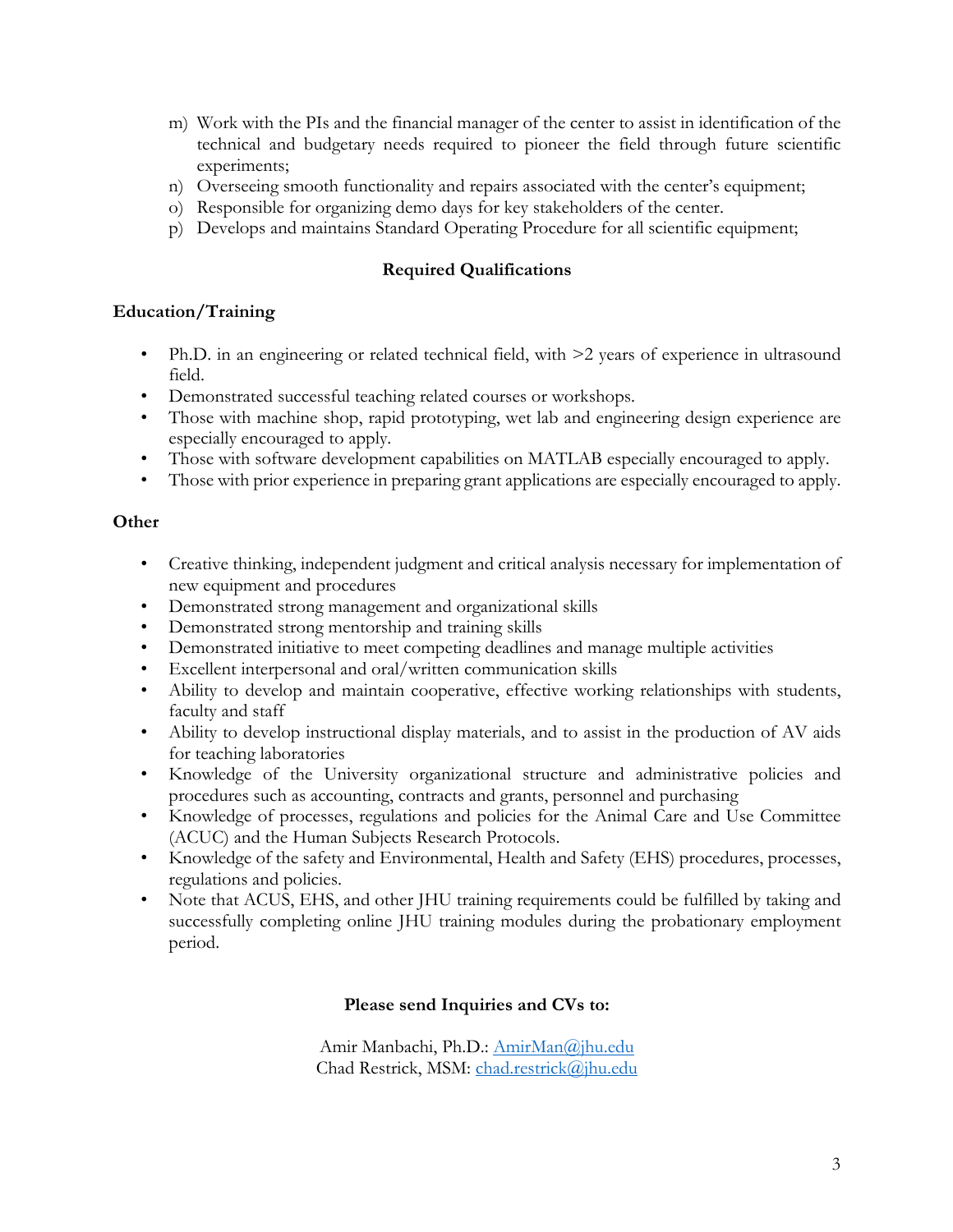m) Work with the PIs and the financial manager of the center to assist in identification of the technical and budgetary needs required to pioneer the field through future scientific experiments;
n) Overseeing smooth functionality and repairs associated with the center's equipment;
o) Responsible for organizing demo days for key stakeholders of the center.
p) Develops and maintains Standard Operating Procedure for all scientific equipment;

## Required Qualifications

### Education/Training

- Ph.D. in an engineering or related technical field, with >2 years of experience in ultrasound field.
- Demonstrated successful teaching related courses or workshops.
- Those with machine shop, rapid prototyping, wet lab and engineering design experience are especially encouraged to apply.
- Those with software development capabilities on MATLAB especially encouraged to apply.
- Those with prior experience in preparing grant applications are especially encouraged to apply.

### Other

- Creative thinking, independent judgment and critical analysis necessary for implementation of new equipment and procedures
- Demonstrated strong management and organizational skills
- Demonstrated strong mentorship and training skills
- Demonstrated initiative to meet competing deadlines and manage multiple activities
- Excellent interpersonal and oral/written communication skills
- Ability to develop and maintain cooperative, effective working relationships with students, faculty and staff
- Ability to develop instructional display materials, and to assist in the production of AV aids for teaching laboratories
- Knowledge of the University organizational structure and administrative policies and procedures such as accounting, contracts and grants, personnel and purchasing
- Knowledge of processes, regulations and policies for the Animal Care and Use Committee (ACUC) and the Human Subjects Research Protocols.
- Knowledge of the safety and Environmental, Health and Safety (EHS) procedures, processes, regulations and policies.
- Note that ACUS, EHS, and other JHU training requirements could be fulfilled by taking and successfully completing online JHU training modules during the probationary employment period.

**Please send Inquiries and CVs to:**

Amir Manbachi, Ph.D.: AmirMan@jhu.edu
Chad Restrick, MSM: chad.restrick@jhu.edu